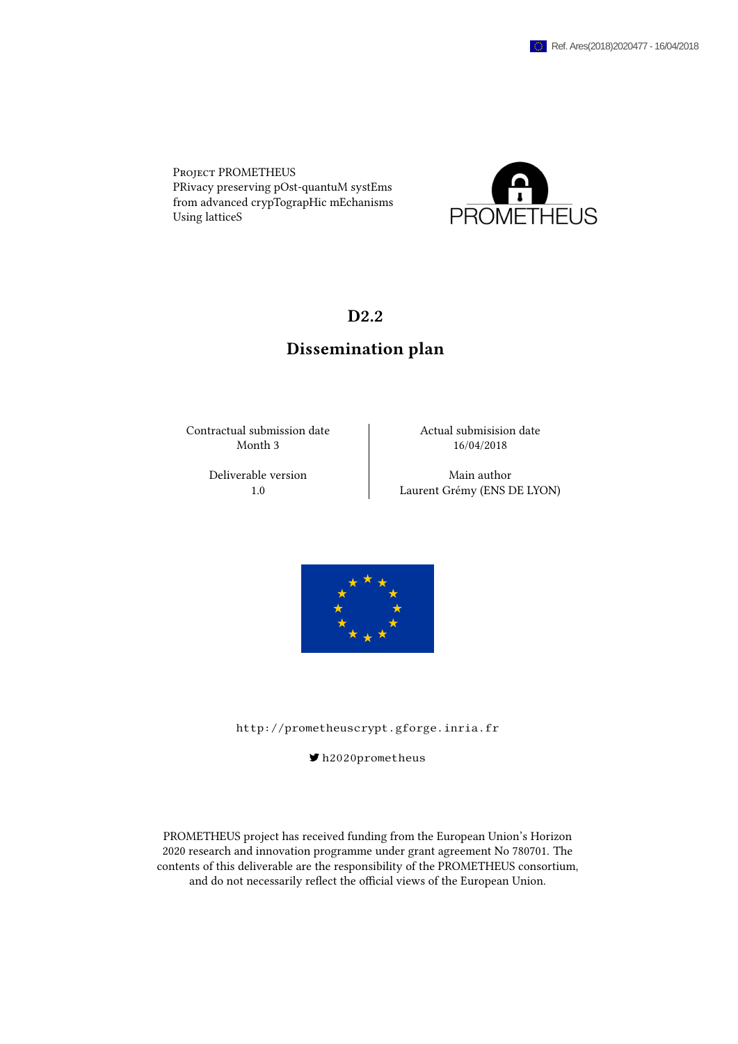Ref. Ares(2018)2020477 - 16/04/2018

Project PROMETHEUS
PRivacy preserving pOst-quantuM systEms
from advanced crypTograpHic mEchanisms
Using latticeS

PROMETHEUS

# D2.2

# Dissemination plan

| Contractual submission date | Actual submisision date |
|---|---|
| Month 3 | 16/04/2018 |
| Deliverable version | Main author |
| 1.0 | Laurent Grémy (ENS DE LYON) |

http://prometheuscrypt.gforge.inria.fr

h2020prometheus

PROMETHEUS project has received funding from the European Union's Horizon 2020 research and innovation programme under grant agreement No 780701. The contents of this deliverable are the responsibility of the PROMETHEUS consortium, and do not necessarily reflect the official views of the European Union.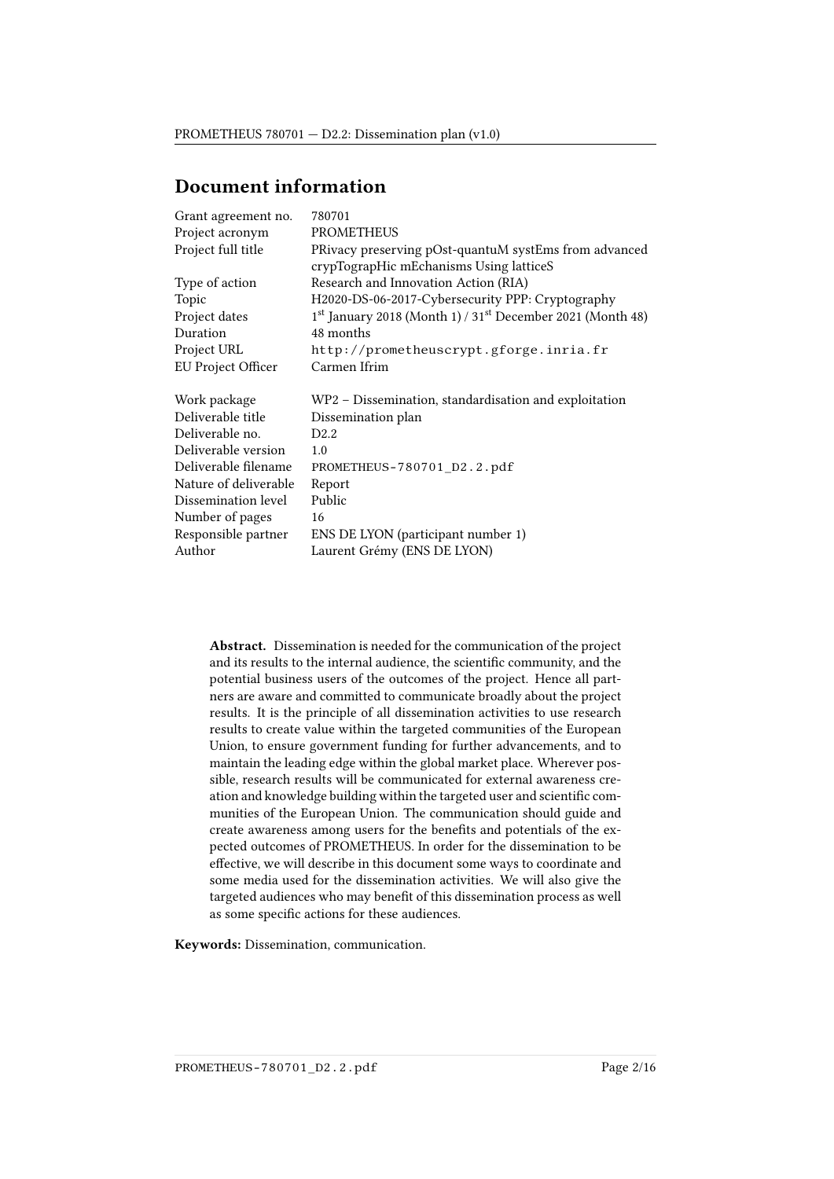## Document information

| | |
|---|---|
| Grant agreement no. | 780701 |
| Project acronym | PROMETHEUS |
| Project full title | PRivacy preserving pOst-quantuM systEms from advanced crypTograpHic mEchanisms Using latticeS |
| Type of action | Research and Innovation Action (RIA) |
| Topic | H2020-DS-06-2017-Cybersecurity PPP: Cryptography |
| Project dates | 1st January 2018 (Month 1) / 31st December 2021 (Month 48) |
| Duration | 48 months |
| Project URL | http://prometheuscrypt.gforge.inria.fr |
| EU Project Officer | Carmen Ifrim |
| | |
| Work package | WP2 – Dissemination, standardisation and exploitation |
| Deliverable title | Dissemination plan |
| Deliverable no. | D2.2 |
| Deliverable version | 1.0 |
| Deliverable filename | PROMETHEUS-780701_D2.2.pdf |
| Nature of deliverable | Report |
| Dissemination level | Public |
| Number of pages | 16 |
| Responsible partner | ENS DE LYON (participant number 1) |
| Author | Laurent Grémy (ENS DE LYON) |

**Abstract.** Dissemination is needed for the communication of the project and its results to the internal audience, the scientific community, and the potential business users of the outcomes of the project. Hence all partners are aware and committed to communicate broadly about the project results. It is the principle of all dissemination activities to use research results to create value within the targeted communities of the European Union, to ensure government funding for further advancements, and to maintain the leading edge within the global market place. Wherever possible, research results will be communicated for external awareness creation and knowledge building within the targeted user and scientific communities of the European Union. The communication should guide and create awareness among users for the benefits and potentials of the expected outcomes of PROMETHEUS. In order for the dissemination to be effective, we will describe in this document some ways to coordinate and some media used for the dissemination activities. We will also give the targeted audiences who may benefit of this dissemination process as well as some specific actions for these audiences.

**Keywords:** Dissemination, communication.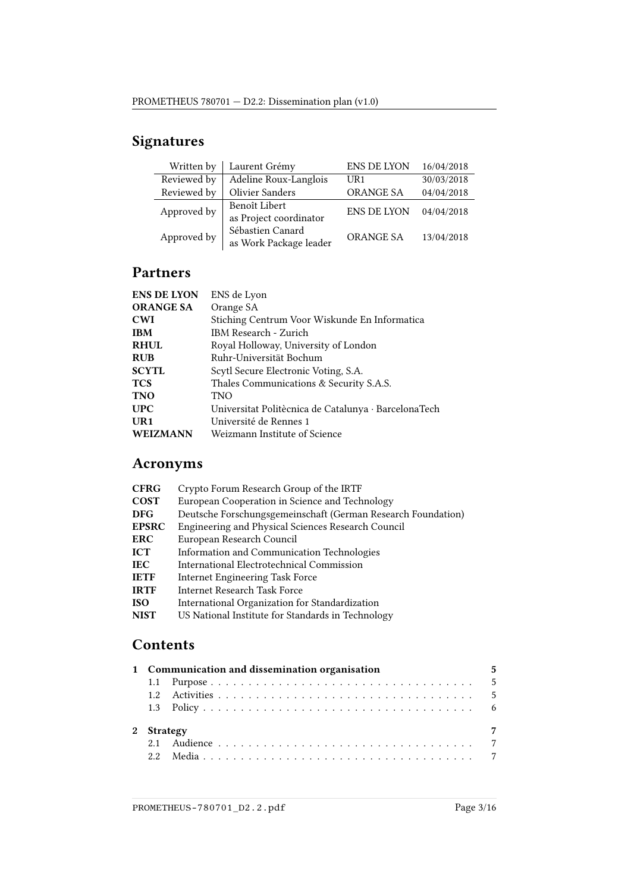## Signatures

| | | | |
|---|---|---|---|
| Written by | Laurent Grémy | ENS DE LYON | 16/04/2018 |
| Reviewed by | Adeline Roux-Langlois | UR1 | 30/03/2018 |
| Reviewed by | Olivier Sanders | ORANGE SA | 04/04/2018 |
| Approved by | Benoît Libert as Project coordinator | ENS DE LYON | 04/04/2018 |
| Approved by | Sébastien Canard as Work Package leader | ORANGE SA | 13/04/2018 |

## Partners

| | |
|---|---|
| **ENS DE LYON** | ENS de Lyon |
| **ORANGE SA** | Orange SA |
| **CWI** | Stiching Centrum Voor Wiskunde En Informatica |
| **IBM** | IBM Research - Zurich |
| **RHUL** | Royal Holloway, University of London |
| **RUB** | Ruhr-Universität Bochum |
| **SCYTL** | Scytl Secure Electronic Voting, S.A. |
| **TCS** | Thales Communications & Security S.A.S. |
| **TNO** | TNO |
| **UPC** | Universitat Politècnica de Catalunya · BarcelonaTech |
| **UR1** | Université de Rennes 1 |
| **WEIZMANN** | Weizmann Institute of Science |

## Acronyms

| | |
|---|---|
| **CFRG** | Crypto Forum Research Group of the IRTF |
| **COST** | European Cooperation in Science and Technology |
| **DFG** | Deutsche Forschungsgemeinschaft (German Research Foundation) |
| **EPSRC** | Engineering and Physical Sciences Research Council |
| **ERC** | European Research Council |
| **ICT** | Information and Communication Technologies |
| **IEC** | International Electrotechnical Commission |
| **IETF** | Internet Engineering Task Force |
| **IRTF** | Internet Research Task Force |
| **ISO** | International Organization for Standardization |
| **NIST** | US National Institute for Standards in Technology |

## Contents

**1 Communication and dissemination organisation** — 5
- 1.1 Purpose — 5
- 1.2 Activities — 5
- 1.3 Policy — 6

**2 Strategy** — 7
- 2.1 Audience — 7
- 2.2 Media — 7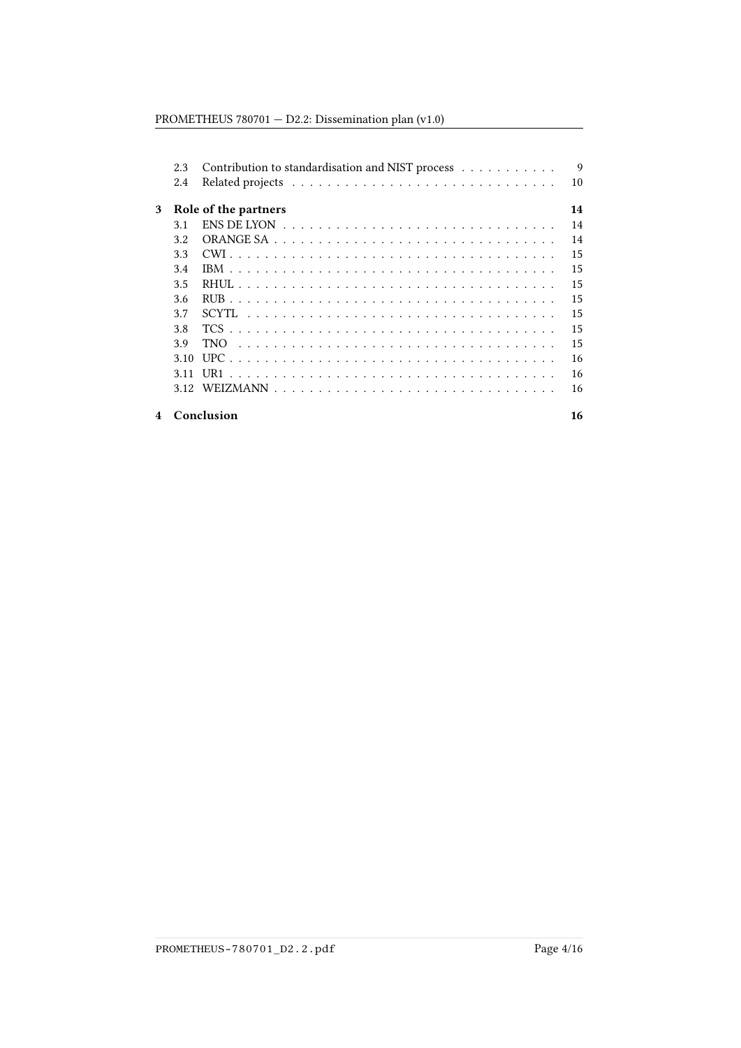- 2.3 Contribution to standardisation and NIST process . . . . . . . . . . . 9
- 2.4 Related projects . . . . . . . . . . . . . . . . . . . . . . . . . . . . . 10

**3 Role of the partners** **14**

- 3.1 ENS DE LYON . . . . . . . . . . . . . . . . . . . . . . . . . . . . . . 14
- 3.2 ORANGE SA . . . . . . . . . . . . . . . . . . . . . . . . . . . . . . . 14
- 3.3 CWI . . . . . . . . . . . . . . . . . . . . . . . . . . . . . . . . . . . 15
- 3.4 IBM . . . . . . . . . . . . . . . . . . . . . . . . . . . . . . . . . . . 15
- 3.5 RHUL . . . . . . . . . . . . . . . . . . . . . . . . . . . . . . . . . . 15
- 3.6 RUB . . . . . . . . . . . . . . . . . . . . . . . . . . . . . . . . . . . 15
- 3.7 SCYTL . . . . . . . . . . . . . . . . . . . . . . . . . . . . . . . . . . 15
- 3.8 TCS . . . . . . . . . . . . . . . . . . . . . . . . . . . . . . . . . . . 15
- 3.9 TNO . . . . . . . . . . . . . . . . . . . . . . . . . . . . . . . . . . . 15
- 3.10 UPC . . . . . . . . . . . . . . . . . . . . . . . . . . . . . . . . . . 16
- 3.11 UR1 . . . . . . . . . . . . . . . . . . . . . . . . . . . . . . . . . . 16
- 3.12 WEIZMANN . . . . . . . . . . . . . . . . . . . . . . . . . . . . . . 16

**4 Conclusion** **16**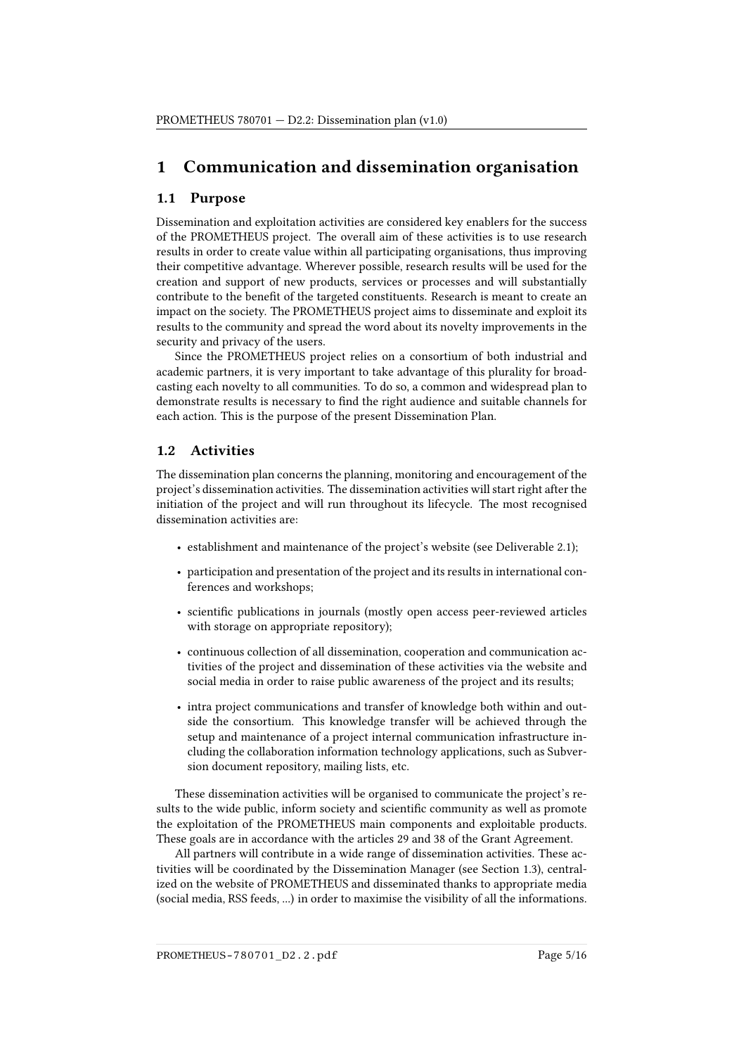# 1 Communication and dissemination organisation

## 1.1 Purpose

Dissemination and exploitation activities are considered key enablers for the success of the PROMETHEUS project. The overall aim of these activities is to use research results in order to create value within all participating organisations, thus improving their competitive advantage. Wherever possible, research results will be used for the creation and support of new products, services or processes and will substantially contribute to the benefit of the targeted constituents. Research is meant to create an impact on the society. The PROMETHEUS project aims to disseminate and exploit its results to the community and spread the word about its novelty improvements in the security and privacy of the users.

Since the PROMETHEUS project relies on a consortium of both industrial and academic partners, it is very important to take advantage of this plurality for broadcasting each novelty to all communities. To do so, a common and widespread plan to demonstrate results is necessary to find the right audience and suitable channels for each action. This is the purpose of the present Dissemination Plan.

## 1.2 Activities

The dissemination plan concerns the planning, monitoring and encouragement of the project's dissemination activities. The dissemination activities will start right after the initiation of the project and will run throughout its lifecycle. The most recognised dissemination activities are:

- establishment and maintenance of the project's website (see Deliverable 2.1);
- participation and presentation of the project and its results in international conferences and workshops;
- scientific publications in journals (mostly open access peer-reviewed articles with storage on appropriate repository);
- continuous collection of all dissemination, cooperation and communication activities of the project and dissemination of these activities via the website and social media in order to raise public awareness of the project and its results;
- intra project communications and transfer of knowledge both within and outside the consortium. This knowledge transfer will be achieved through the setup and maintenance of a project internal communication infrastructure including the collaboration information technology applications, such as Subversion document repository, mailing lists, etc.

These dissemination activities will be organised to communicate the project's results to the wide public, inform society and scientific community as well as promote the exploitation of the PROMETHEUS main components and exploitable products. These goals are in accordance with the articles 29 and 38 of the Grant Agreement.

All partners will contribute in a wide range of dissemination activities. These activities will be coordinated by the Dissemination Manager (see Section 1.3), centralized on the website of PROMETHEUS and disseminated thanks to appropriate media (social media, RSS feeds, ...) in order to maximise the visibility of all the informations.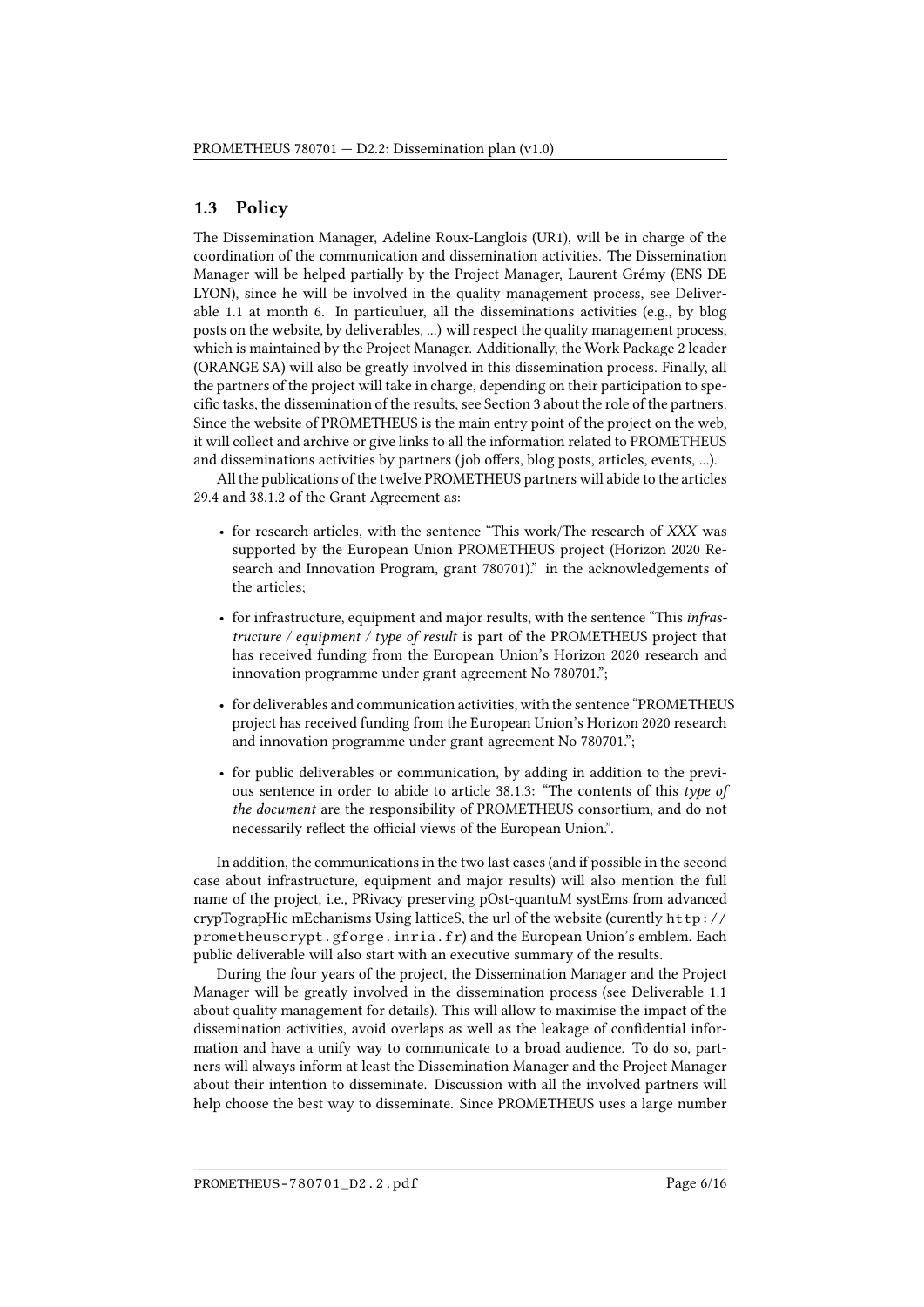### 1.3 Policy

The Dissemination Manager, Adeline Roux-Langlois (UR1), will be in charge of the coordination of the communication and dissemination activities. The Dissemination Manager will be helped partially by the Project Manager, Laurent Grémy (ENS DE LYON), since he will be involved in the quality management process, see Deliverable 1.1 at month 6. In particuluer, all the disseminations activities (e.g., by blog posts on the website, by deliverables, ...) will respect the quality management process, which is maintained by the Project Manager. Additionally, the Work Package 2 leader (ORANGE SA) will also be greatly involved in this dissemination process. Finally, all the partners of the project will take in charge, depending on their participation to specific tasks, the dissemination of the results, see Section 3 about the role of the partners. Since the website of PROMETHEUS is the main entry point of the project on the web, it will collect and archive or give links to all the information related to PROMETHEUS and disseminations activities by partners (job offers, blog posts, articles, events, ...).

All the publications of the twelve PROMETHEUS partners will abide to the articles 29.4 and 38.1.2 of the Grant Agreement as:

- for research articles, with the sentence "This work/The research of *XXX* was supported by the European Union PROMETHEUS project (Horizon 2020 Research and Innovation Program, grant 780701)." in the acknowledgements of the articles;
- for infrastructure, equipment and major results, with the sentence "This *infrastructure / equipment / type of result* is part of the PROMETHEUS project that has received funding from the European Union's Horizon 2020 research and innovation programme under grant agreement No 780701.";
- for deliverables and communication activities, with the sentence "PROMETHEUS project has received funding from the European Union's Horizon 2020 research and innovation programme under grant agreement No 780701.";
- for public deliverables or communication, by adding in addition to the previous sentence in order to abide to article 38.1.3: "The contents of this *type of the document* are the responsibility of PROMETHEUS consortium, and do not necessarily reflect the official views of the European Union.".

In addition, the communications in the two last cases (and if possible in the second case about infrastructure, equipment and major results) will also mention the full name of the project, i.e., PRivacy preserving pOst-quantuM systEms from advanced crypTograpHic mEchanisms Using latticeS, the url of the website (curently `http://prometheuscrypt.gforge.inria.fr`) and the European Union's emblem. Each public deliverable will also start with an executive summary of the results.

During the four years of the project, the Dissemination Manager and the Project Manager will be greatly involved in the dissemination process (see Deliverable 1.1 about quality management for details). This will allow to maximise the impact of the dissemination activities, avoid overlaps as well as the leakage of confidential information and have a unify way to communicate to a broad audience. To do so, partners will always inform at least the Dissemination Manager and the Project Manager about their intention to disseminate. Discussion with all the involved partners will help choose the best way to disseminate. Since PROMETHEUS uses a large number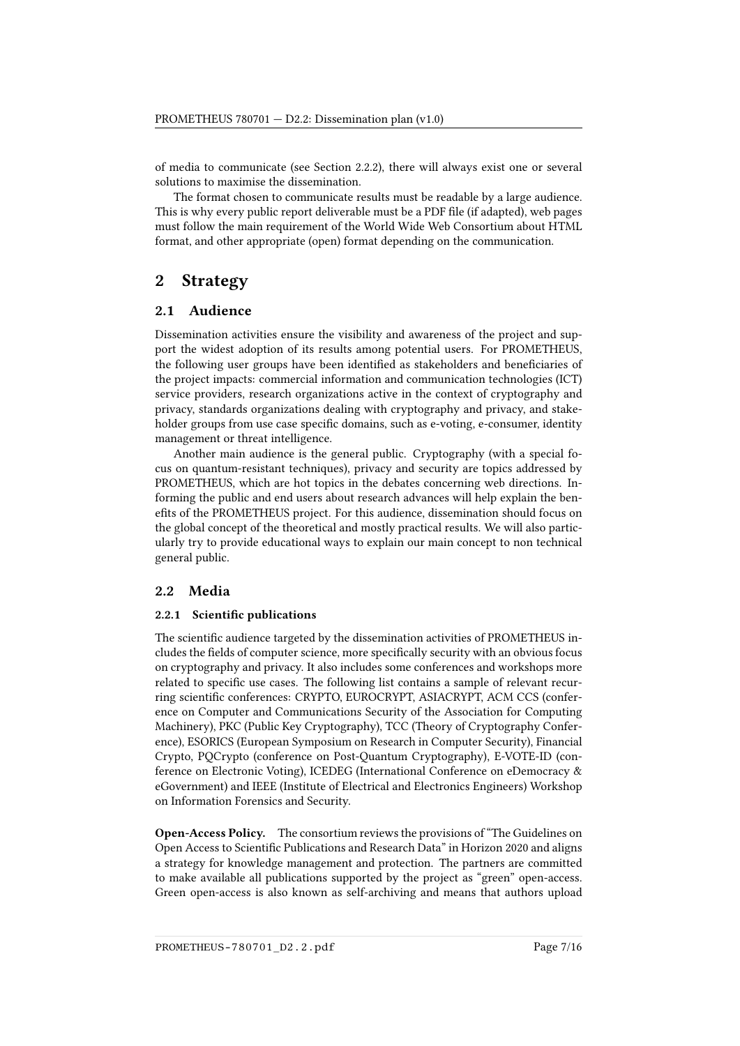of media to communicate (see Section 2.2.2), there will always exist one or several solutions to maximise the dissemination.

The format chosen to communicate results must be readable by a large audience. This is why every public report deliverable must be a PDF file (if adapted), web pages must follow the main requirement of the World Wide Web Consortium about HTML format, and other appropriate (open) format depending on the communication.

# 2 Strategy

## 2.1 Audience

Dissemination activities ensure the visibility and awareness of the project and support the widest adoption of its results among potential users. For PROMETHEUS, the following user groups have been identified as stakeholders and beneficiaries of the project impacts: commercial information and communication technologies (ICT) service providers, research organizations active in the context of cryptography and privacy, standards organizations dealing with cryptography and privacy, and stakeholder groups from use case specific domains, such as e-voting, e-consumer, identity management or threat intelligence.

Another main audience is the general public. Cryptography (with a special focus on quantum-resistant techniques), privacy and security are topics addressed by PROMETHEUS, which are hot topics in the debates concerning web directions. Informing the public and end users about research advances will help explain the benefits of the PROMETHEUS project. For this audience, dissemination should focus on the global concept of the theoretical and mostly practical results. We will also particularly try to provide educational ways to explain our main concept to non technical general public.

## 2.2 Media

### 2.2.1 Scientific publications

The scientific audience targeted by the dissemination activities of PROMETHEUS includes the fields of computer science, more specifically security with an obvious focus on cryptography and privacy. It also includes some conferences and workshops more related to specific use cases. The following list contains a sample of relevant recurring scientific conferences: CRYPTO, EUROCRYPT, ASIACRYPT, ACM CCS (conference on Computer and Communications Security of the Association for Computing Machinery), PKC (Public Key Cryptography), TCC (Theory of Cryptography Conference), ESORICS (European Symposium on Research in Computer Security), Financial Crypto, PQCrypto (conference on Post-Quantum Cryptography), E-VOTE-ID (conference on Electronic Voting), ICEDEG (International Conference on eDemocracy & eGovernment) and IEEE (Institute of Electrical and Electronics Engineers) Workshop on Information Forensics and Security.

**Open-Access Policy.** The consortium reviews the provisions of "The Guidelines on Open Access to Scientific Publications and Research Data" in Horizon 2020 and aligns a strategy for knowledge management and protection. The partners are committed to make available all publications supported by the project as "green" open-access. Green open-access is also known as self-archiving and means that authors upload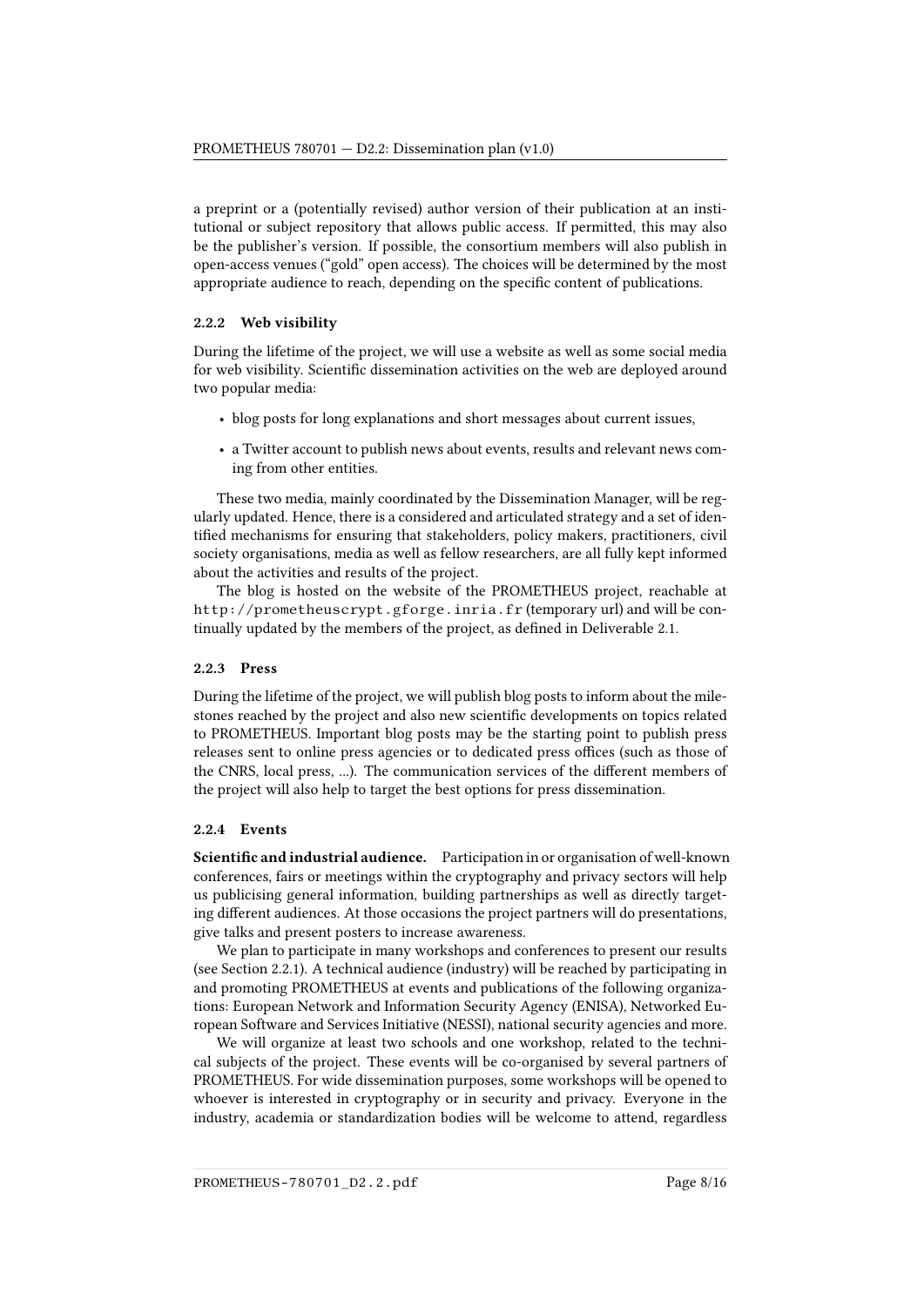a preprint or a (potentially revised) author version of their publication at an institutional or subject repository that allows public access. If permitted, this may also be the publisher's version. If possible, the consortium members will also publish in open-access venues ("gold" open access). The choices will be determined by the most appropriate audience to reach, depending on the specific content of publications.

#### 2.2.2 Web visibility

During the lifetime of the project, we will use a website as well as some social media for web visibility. Scientific dissemination activities on the web are deployed around two popular media:

- blog posts for long explanations and short messages about current issues,
- a Twitter account to publish news about events, results and relevant news coming from other entities.

These two media, mainly coordinated by the Dissemination Manager, will be regularly updated. Hence, there is a considered and articulated strategy and a set of identified mechanisms for ensuring that stakeholders, policy makers, practitioners, civil society organisations, media as well as fellow researchers, are all fully kept informed about the activities and results of the project.

The blog is hosted on the website of the PROMETHEUS project, reachable at `http://prometheuscrypt.gforge.inria.fr` (temporary url) and will be continually updated by the members of the project, as defined in Deliverable 2.1.

#### 2.2.3 Press

During the lifetime of the project, we will publish blog posts to inform about the milestones reached by the project and also new scientific developments on topics related to PROMETHEUS. Important blog posts may be the starting point to publish press releases sent to online press agencies or to dedicated press offices (such as those of the CNRS, local press, ...). The communication services of the different members of the project will also help to target the best options for press dissemination.

#### 2.2.4 Events

**Scientific and industrial audience.** Participation in or organisation of well-known conferences, fairs or meetings within the cryptography and privacy sectors will help us publicising general information, building partnerships as well as directly targeting different audiences. At those occasions the project partners will do presentations, give talks and present posters to increase awareness.

We plan to participate in many workshops and conferences to present our results (see Section 2.2.1). A technical audience (industry) will be reached by participating in and promoting PROMETHEUS at events and publications of the following organizations: European Network and Information Security Agency (ENISA), Networked European Software and Services Initiative (NESSI), national security agencies and more.

We will organize at least two schools and one workshop, related to the technical subjects of the project. These events will be co-organised by several partners of PROMETHEUS. For wide dissemination purposes, some workshops will be opened to whoever is interested in cryptography or in security and privacy. Everyone in the industry, academia or standardization bodies will be welcome to attend, regardless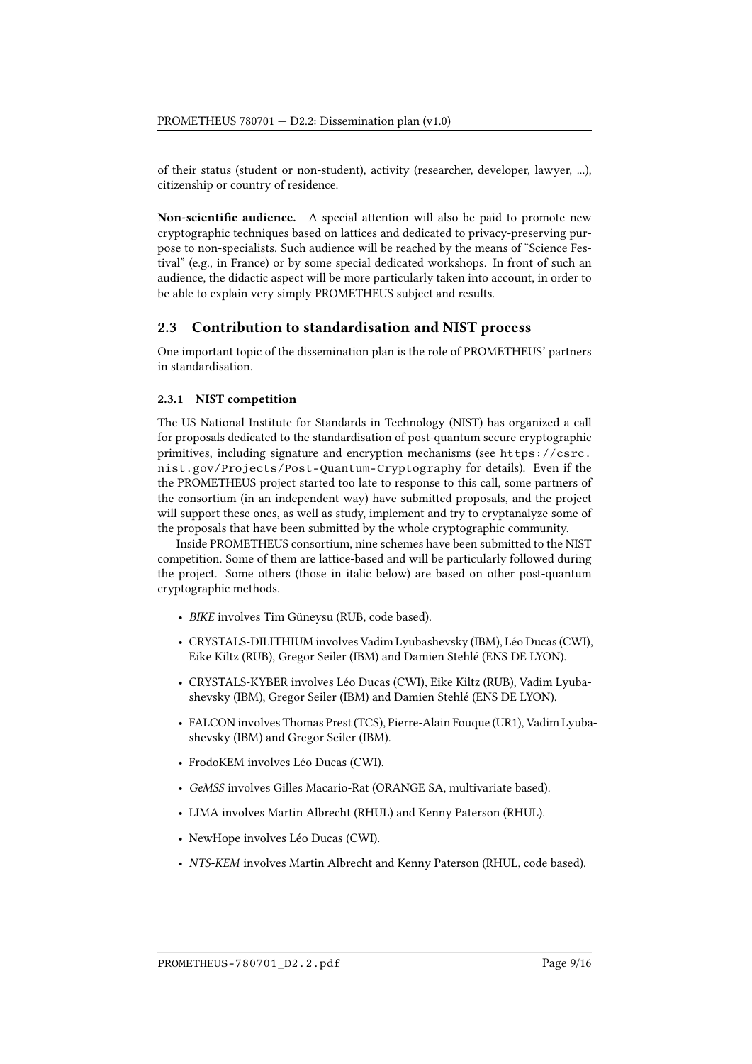of their status (student or non-student), activity (researcher, developer, lawyer, ...), citizenship or country of residence.

**Non-scientific audience.** A special attention will also be paid to promote new cryptographic techniques based on lattices and dedicated to privacy-preserving purpose to non-specialists. Such audience will be reached by the means of "Science Festival" (e.g., in France) or by some special dedicated workshops. In front of such an audience, the didactic aspect will be more particularly taken into account, in order to be able to explain very simply PROMETHEUS subject and results.

## 2.3 Contribution to standardisation and NIST process

One important topic of the dissemination plan is the role of PROMETHEUS' partners in standardisation.

### 2.3.1 NIST competition

The US National Institute for Standards in Technology (NIST) has organized a call for proposals dedicated to the standardisation of post-quantum secure cryptographic primitives, including signature and encryption mechanisms (see `https://csrc.nist.gov/Projects/Post-Quantum-Cryptography` for details). Even if the the PROMETHEUS project started too late to response to this call, some partners of the consortium (in an independent way) have submitted proposals, and the project will support these ones, as well as study, implement and try to cryptanalyze some of the proposals that have been submitted by the whole cryptographic community.

Inside PROMETHEUS consortium, nine schemes have been submitted to the NIST competition. Some of them are lattice-based and will be particularly followed during the project. Some others (those in italic below) are based on other post-quantum cryptographic methods.

- *BIKE* involves Tim Güneysu (RUB, code based).
- CRYSTALS-DILITHIUM involves Vadim Lyubashevsky (IBM), Léo Ducas (CWI), Eike Kiltz (RUB), Gregor Seiler (IBM) and Damien Stehlé (ENS DE LYON).
- CRYSTALS-KYBER involves Léo Ducas (CWI), Eike Kiltz (RUB), Vadim Lyubashevsky (IBM), Gregor Seiler (IBM) and Damien Stehlé (ENS DE LYON).
- FALCON involves Thomas Prest (TCS), Pierre-Alain Fouque (UR1), Vadim Lyubashevsky (IBM) and Gregor Seiler (IBM).
- FrodoKEM involves Léo Ducas (CWI).
- *GeMSS* involves Gilles Macario-Rat (ORANGE SA, multivariate based).
- LIMA involves Martin Albrecht (RHUL) and Kenny Paterson (RHUL).
- NewHope involves Léo Ducas (CWI).
- *NTS-KEM* involves Martin Albrecht and Kenny Paterson (RHUL, code based).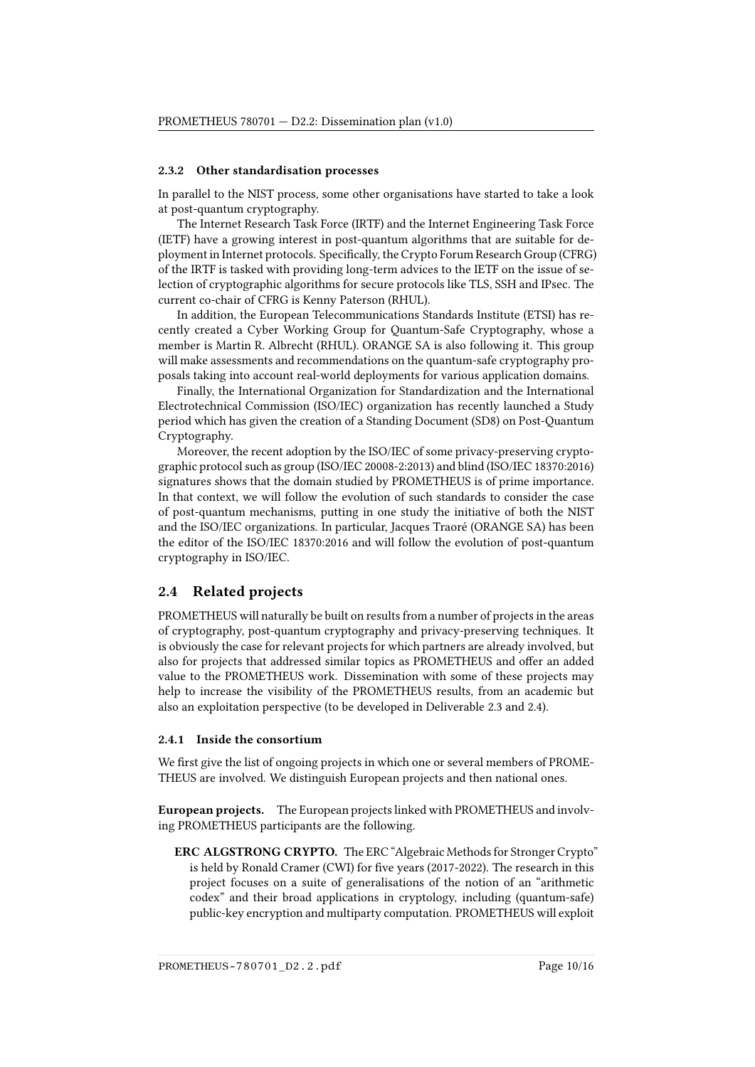### 2.3.2 Other standardisation processes

In parallel to the NIST process, some other organisations have started to take a look at post-quantum cryptography.

The Internet Research Task Force (IRTF) and the Internet Engineering Task Force (IETF) have a growing interest in post-quantum algorithms that are suitable for deployment in Internet protocols. Specifically, the Crypto Forum Research Group (CFRG) of the IRTF is tasked with providing long-term advices to the IETF on the issue of selection of cryptographic algorithms for secure protocols like TLS, SSH and IPsec. The current co-chair of CFRG is Kenny Paterson (RHUL).

In addition, the European Telecommunications Standards Institute (ETSI) has recently created a Cyber Working Group for Quantum-Safe Cryptography, whose a member is Martin R. Albrecht (RHUL). ORANGE SA is also following it. This group will make assessments and recommendations on the quantum-safe cryptography proposals taking into account real-world deployments for various application domains.

Finally, the International Organization for Standardization and the International Electrotechnical Commission (ISO/IEC) organization has recently launched a Study period which has given the creation of a Standing Document (SD8) on Post-Quantum Cryptography.

Moreover, the recent adoption by the ISO/IEC of some privacy-preserving cryptographic protocol such as group (ISO/IEC 20008-2:2013) and blind (ISO/IEC 18370:2016) signatures shows that the domain studied by PROMETHEUS is of prime importance. In that context, we will follow the evolution of such standards to consider the case of post-quantum mechanisms, putting in one study the initiative of both the NIST and the ISO/IEC organizations. In particular, Jacques Traoré (ORANGE SA) has been the editor of the ISO/IEC 18370:2016 and will follow the evolution of post-quantum cryptography in ISO/IEC.

## 2.4 Related projects

PROMETHEUS will naturally be built on results from a number of projects in the areas of cryptography, post-quantum cryptography and privacy-preserving techniques. It is obviously the case for relevant projects for which partners are already involved, but also for projects that addressed similar topics as PROMETHEUS and offer an added value to the PROMETHEUS work. Dissemination with some of these projects may help to increase the visibility of the PROMETHEUS results, from an academic but also an exploitation perspective (to be developed in Deliverable 2.3 and 2.4).

### 2.4.1 Inside the consortium

We first give the list of ongoing projects in which one or several members of PROMETHEUS are involved. We distinguish European projects and then national ones.

**European projects.** The European projects linked with PROMETHEUS and involving PROMETHEUS participants are the following.

**ERC ALGSTRONG CRYPTO.** The ERC "Algebraic Methods for Stronger Crypto" is held by Ronald Cramer (CWI) for five years (2017-2022). The research in this project focuses on a suite of generalisations of the notion of an "arithmetic codex" and their broad applications in cryptology, including (quantum-safe) public-key encryption and multiparty computation. PROMETHEUS will exploit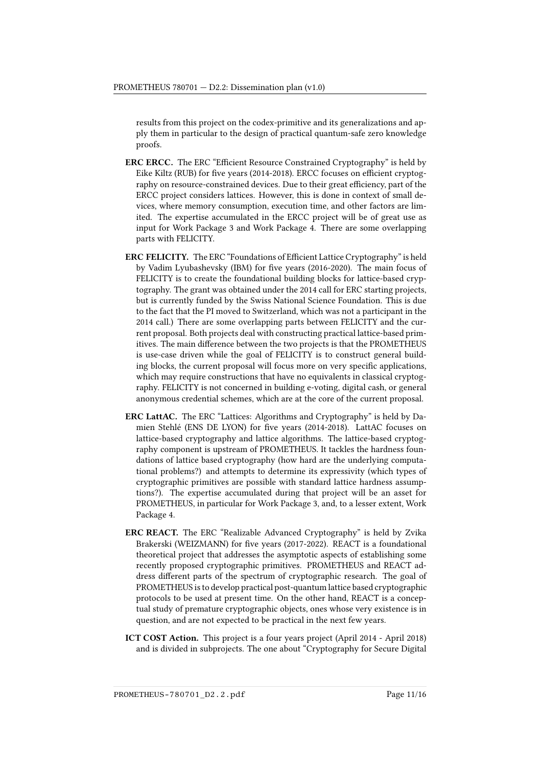results from this project on the codex-primitive and its generalizations and apply them in particular to the design of practical quantum-safe zero knowledge proofs.

**ERC ERCC.** The ERC "Efficient Resource Constrained Cryptography" is held by Eike Kiltz (RUB) for five years (2014-2018). ERCC focuses on efficient cryptography on resource-constrained devices. Due to their great efficiency, part of the ERCC project considers lattices. However, this is done in context of small devices, where memory consumption, execution time, and other factors are limited. The expertise accumulated in the ERCC project will be of great use as input for Work Package 3 and Work Package 4. There are some overlapping parts with FELICITY.

**ERC FELICITY.** The ERC "Foundations of Efficient Lattice Cryptography" is held by Vadim Lyubashevsky (IBM) for five years (2016-2020). The main focus of FELICITY is to create the foundational building blocks for lattice-based cryptography. The grant was obtained under the 2014 call for ERC starting projects, but is currently funded by the Swiss National Science Foundation. This is due to the fact that the PI moved to Switzerland, which was not a participant in the 2014 call.) There are some overlapping parts between FELICITY and the current proposal. Both projects deal with constructing practical lattice-based primitives. The main difference between the two projects is that the PROMETHEUS is use-case driven while the goal of FELICITY is to construct general building blocks, the current proposal will focus more on very specific applications, which may require constructions that have no equivalents in classical cryptography. FELICITY is not concerned in building e-voting, digital cash, or general anonymous credential schemes, which are at the core of the current proposal.

**ERC LattAC.** The ERC "Lattices: Algorithms and Cryptography" is held by Damien Stehlé (ENS DE LYON) for five years (2014-2018). LattAC focuses on lattice-based cryptography and lattice algorithms. The lattice-based cryptography component is upstream of PROMETHEUS. It tackles the hardness foundations of lattice based cryptography (how hard are the underlying computational problems?) and attempts to determine its expressivity (which types of cryptographic primitives are possible with standard lattice hardness assumptions?). The expertise accumulated during that project will be an asset for PROMETHEUS, in particular for Work Package 3, and, to a lesser extent, Work Package 4.

**ERC REACT.** The ERC "Realizable Advanced Cryptography" is held by Zvika Brakerski (WEIZMANN) for five years (2017-2022). REACT is a foundational theoretical project that addresses the asymptotic aspects of establishing some recently proposed cryptographic primitives. PROMETHEUS and REACT address different parts of the spectrum of cryptographic research. The goal of PROMETHEUS is to develop practical post-quantum lattice based cryptographic protocols to be used at present time. On the other hand, REACT is a conceptual study of premature cryptographic objects, ones whose very existence is in question, and are not expected to be practical in the next few years.

**ICT COST Action.** This project is a four years project (April 2014 - April 2018) and is divided in subprojects. The one about "Cryptography for Secure Digital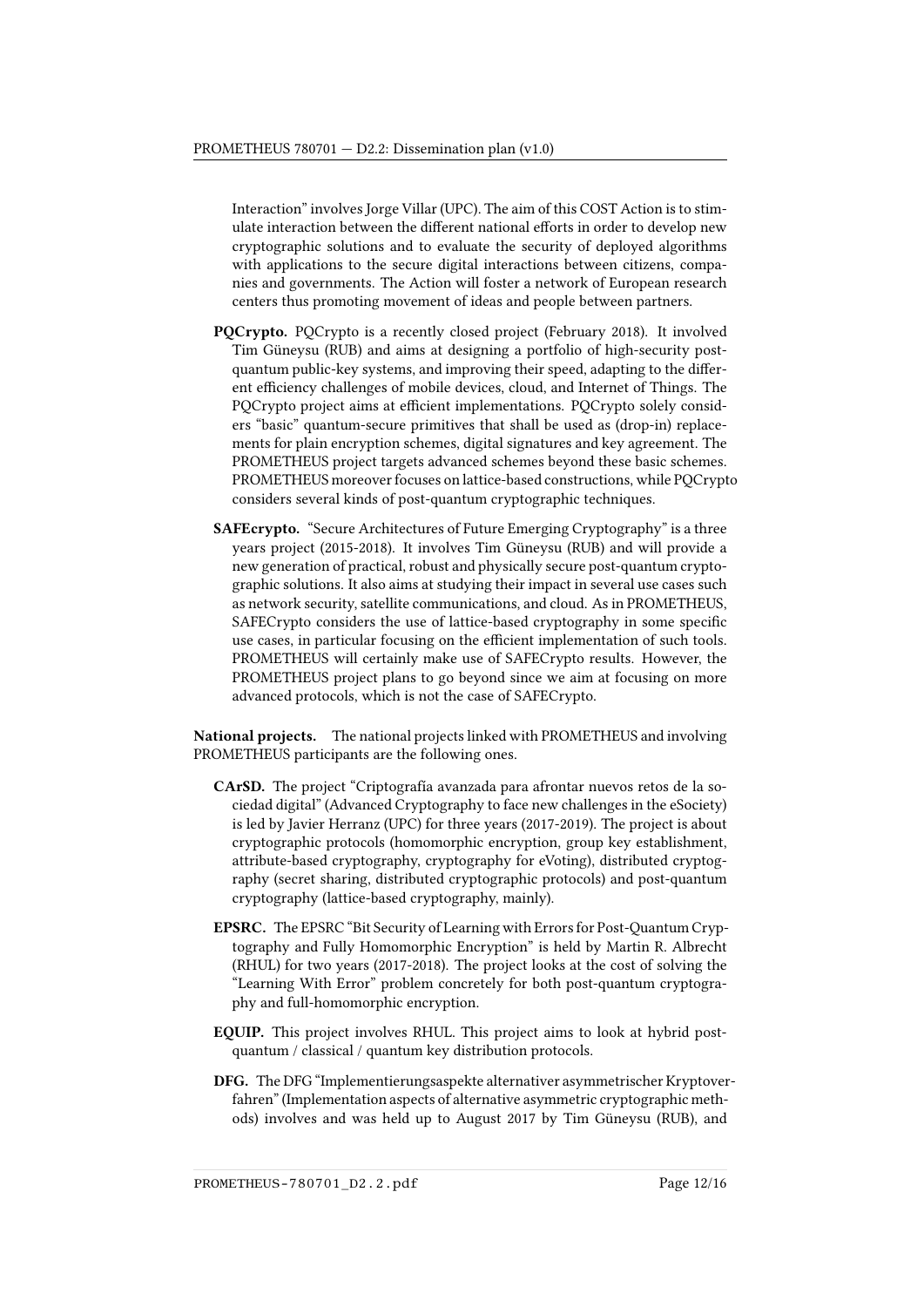Interaction" involves Jorge Villar (UPC). The aim of this COST Action is to stimulate interaction between the different national efforts in order to develop new cryptographic solutions and to evaluate the security of deployed algorithms with applications to the secure digital interactions between citizens, companies and governments. The Action will foster a network of European research centers thus promoting movement of ideas and people between partners.

**PQCrypto.** PQCrypto is a recently closed project (February 2018). It involved Tim Güneysu (RUB) and aims at designing a portfolio of high-security post-quantum public-key systems, and improving their speed, adapting to the different efficiency challenges of mobile devices, cloud, and Internet of Things. The PQCrypto project aims at efficient implementations. PQCrypto solely considers "basic" quantum-secure primitives that shall be used as (drop-in) replacements for plain encryption schemes, digital signatures and key agreement. The PROMETHEUS project targets advanced schemes beyond these basic schemes. PROMETHEUS moreover focuses on lattice-based constructions, while PQCrypto considers several kinds of post-quantum cryptographic techniques.

**SAFEcrypto.** "Secure Architectures of Future Emerging Cryptography" is a three years project (2015-2018). It involves Tim Güneysu (RUB) and will provide a new generation of practical, robust and physically secure post-quantum cryptographic solutions. It also aims at studying their impact in several use cases such as network security, satellite communications, and cloud. As in PROMETHEUS, SAFECrypto considers the use of lattice-based cryptography in some specific use cases, in particular focusing on the efficient implementation of such tools. PROMETHEUS will certainly make use of SAFECrypto results. However, the PROMETHEUS project plans to go beyond since we aim at focusing on more advanced protocols, which is not the case of SAFECrypto.

**National projects.** The national projects linked with PROMETHEUS and involving PROMETHEUS participants are the following ones.

**CArSD.** The project "Criptografía avanzada para afrontar nuevos retos de la sociedad digital" (Advanced Cryptography to face new challenges in the eSociety) is led by Javier Herranz (UPC) for three years (2017-2019). The project is about cryptographic protocols (homomorphic encryption, group key establishment, attribute-based cryptography, cryptography for eVoting), distributed cryptography (secret sharing, distributed cryptographic protocols) and post-quantum cryptography (lattice-based cryptography, mainly).

**EPSRC.** The EPSRC "Bit Security of Learning with Errors for Post-Quantum Cryptography and Fully Homomorphic Encryption" is held by Martin R. Albrecht (RHUL) for two years (2017-2018). The project looks at the cost of solving the "Learning With Error" problem concretely for both post-quantum cryptography and full-homomorphic encryption.

**EQUIP.** This project involves RHUL. This project aims to look at hybrid post-quantum / classical / quantum key distribution protocols.

**DFG.** The DFG "Implementierungsaspekte alternativer asymmetrischer Kryptoverfahren" (Implementation aspects of alternative asymmetric cryptographic methods) involves and was held up to August 2017 by Tim Güneysu (RUB), and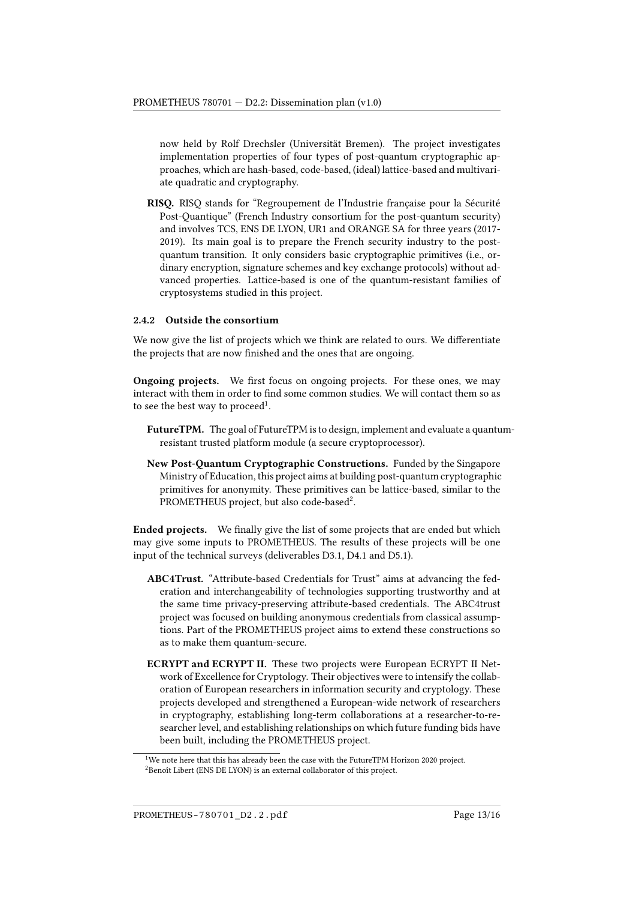now held by Rolf Drechsler (Universität Bremen). The project investigates implementation properties of four types of post-quantum cryptographic approaches, which are hash-based, code-based, (ideal) lattice-based and multivariate quadratic and cryptography.

**RISQ.** RISQ stands for "Regroupement de l'Industrie française pour la Sécurité Post-Quantique" (French Industry consortium for the post-quantum security) and involves TCS, ENS DE LYON, UR1 and ORANGE SA for three years (2017-2019). Its main goal is to prepare the French security industry to the post-quantum transition. It only considers basic cryptographic primitives (i.e., ordinary encryption, signature schemes and key exchange protocols) without advanced properties. Lattice-based is one of the quantum-resistant families of cryptosystems studied in this project.

#### 2.4.2 Outside the consortium

We now give the list of projects which we think are related to ours. We differentiate the projects that are now finished and the ones that are ongoing.

**Ongoing projects.** We first focus on ongoing projects. For these ones, we may interact with them in order to find some common studies. We will contact them so as to see the best way to proceed[1].

**FutureTPM.** The goal of FutureTPM is to design, implement and evaluate a quantum-resistant trusted platform module (a secure cryptoprocessor).

**New Post-Quantum Cryptographic Constructions.** Funded by the Singapore Ministry of Education, this project aims at building post-quantum cryptographic primitives for anonymity. These primitives can be lattice-based, similar to the PROMETHEUS project, but also code-based[2].

**Ended projects.** We finally give the list of some projects that are ended but which may give some inputs to PROMETHEUS. The results of these projects will be one input of the technical surveys (deliverables D3.1, D4.1 and D5.1).

**ABC4Trust.** "Attribute-based Credentials for Trust" aims at advancing the federation and interchangeability of technologies supporting trustworthy and at the same time privacy-preserving attribute-based credentials. The ABC4trust project was focused on building anonymous credentials from classical assumptions. Part of the PROMETHEUS project aims to extend these constructions so as to make them quantum-secure.

**ECRYPT and ECRYPT II.** These two projects were European ECRYPT II Network of Excellence for Cryptology. Their objectives were to intensify the collaboration of European researchers in information security and cryptology. These projects developed and strengthened a European-wide network of researchers in cryptography, establishing long-term collaborations at a researcher-to-researcher level, and establishing relationships on which future funding bids have been built, including the PROMETHEUS project.

---

[1] We note here that this has already been the case with the FutureTPM Horizon 2020 project.

[2] Benoît Libert (ENS DE LYON) is an external collaborator of this project.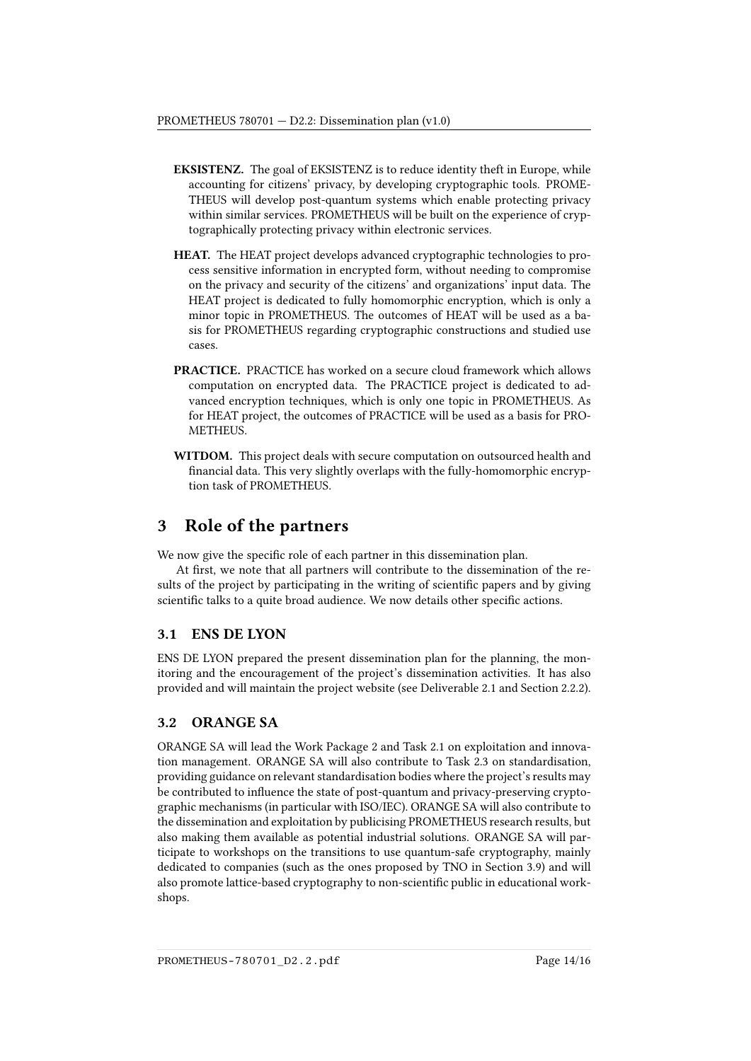**EKSISTENZ.** The goal of EKSISTENZ is to reduce identity theft in Europe, while accounting for citizens' privacy, by developing cryptographic tools. PROMETHEUS will develop post-quantum systems which enable protecting privacy within similar services. PROMETHEUS will be built on the experience of cryptographically protecting privacy within electronic services.

**HEAT.** The HEAT project develops advanced cryptographic technologies to process sensitive information in encrypted form, without needing to compromise on the privacy and security of the citizens' and organizations' input data. The HEAT project is dedicated to fully homomorphic encryption, which is only a minor topic in PROMETHEUS. The outcomes of HEAT will be used as a basis for PROMETHEUS regarding cryptographic constructions and studied use cases.

**PRACTICE.** PRACTICE has worked on a secure cloud framework which allows computation on encrypted data. The PRACTICE project is dedicated to advanced encryption techniques, which is only one topic in PROMETHEUS. As for HEAT project, the outcomes of PRACTICE will be used as a basis for PROMETHEUS.

**WITDOM.** This project deals with secure computation on outsourced health and financial data. This very slightly overlaps with the fully-homomorphic encryption task of PROMETHEUS.

# 3 Role of the partners

We now give the specific role of each partner in this dissemination plan.

At first, we note that all partners will contribute to the dissemination of the results of the project by participating in the writing of scientific papers and by giving scientific talks to a quite broad audience. We now details other specific actions.

## 3.1 ENS DE LYON

ENS DE LYON prepared the present dissemination plan for the planning, the monitoring and the encouragement of the project's dissemination activities. It has also provided and will maintain the project website (see Deliverable 2.1 and Section 2.2.2).

## 3.2 ORANGE SA

ORANGE SA will lead the Work Package 2 and Task 2.1 on exploitation and innovation management. ORANGE SA will also contribute to Task 2.3 on standardisation, providing guidance on relevant standardisation bodies where the project's results may be contributed to influence the state of post-quantum and privacy-preserving cryptographic mechanisms (in particular with ISO/IEC). ORANGE SA will also contribute to the dissemination and exploitation by publicising PROMETHEUS research results, but also making them available as potential industrial solutions. ORANGE SA will participate to workshops on the transitions to use quantum-safe cryptography, mainly dedicated to companies (such as the ones proposed by TNO in Section 3.9) and will also promote lattice-based cryptography to non-scientific public in educational workshops.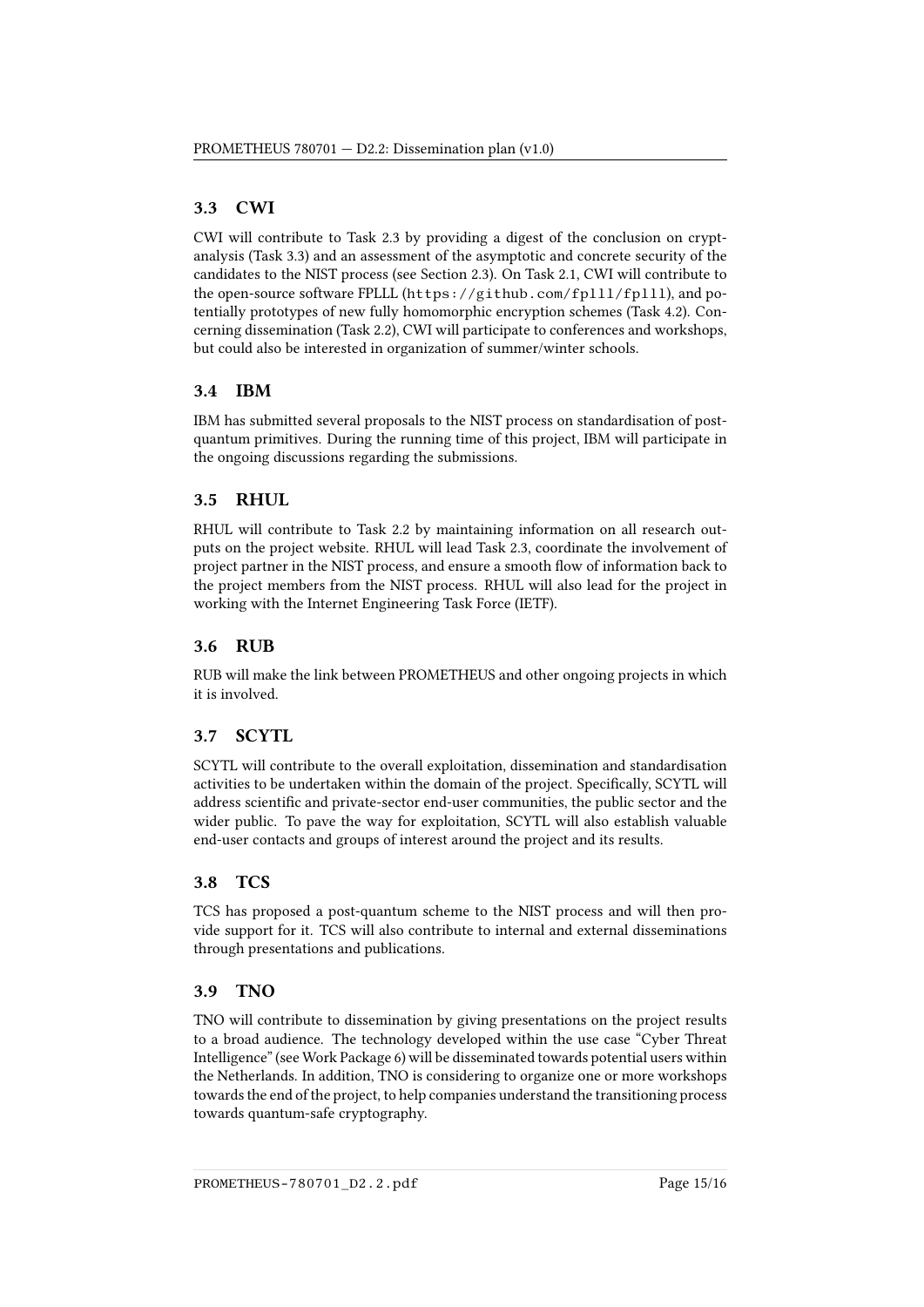## 3.3 CWI

CWI will contribute to Task 2.3 by providing a digest of the conclusion on cryptanalysis (Task 3.3) and an assessment of the asymptotic and concrete security of the candidates to the NIST process (see Section 2.3). On Task 2.1, CWI will contribute to the open-source software FPLLL (`https://github.com/fplll/fplll`), and potentially prototypes of new fully homomorphic encryption schemes (Task 4.2). Concerning dissemination (Task 2.2), CWI will participate to conferences and workshops, but could also be interested in organization of summer/winter schools.

## 3.4 IBM

IBM has submitted several proposals to the NIST process on standardisation of post-quantum primitives. During the running time of this project, IBM will participate in the ongoing discussions regarding the submissions.

## 3.5 RHUL

RHUL will contribute to Task 2.2 by maintaining information on all research outputs on the project website. RHUL will lead Task 2.3, coordinate the involvement of project partner in the NIST process, and ensure a smooth flow of information back to the project members from the NIST process. RHUL will also lead for the project in working with the Internet Engineering Task Force (IETF).

## 3.6 RUB

RUB will make the link between PROMETHEUS and other ongoing projects in which it is involved.

## 3.7 SCYTL

SCYTL will contribute to the overall exploitation, dissemination and standardisation activities to be undertaken within the domain of the project. Specifically, SCYTL will address scientific and private-sector end-user communities, the public sector and the wider public. To pave the way for exploitation, SCYTL will also establish valuable end-user contacts and groups of interest around the project and its results.

## 3.8 TCS

TCS has proposed a post-quantum scheme to the NIST process and will then provide support for it. TCS will also contribute to internal and external disseminations through presentations and publications.

## 3.9 TNO

TNO will contribute to dissemination by giving presentations on the project results to a broad audience. The technology developed within the use case "Cyber Threat Intelligence" (see Work Package 6) will be disseminated towards potential users within the Netherlands. In addition, TNO is considering to organize one or more workshops towards the end of the project, to help companies understand the transitioning process towards quantum-safe cryptography.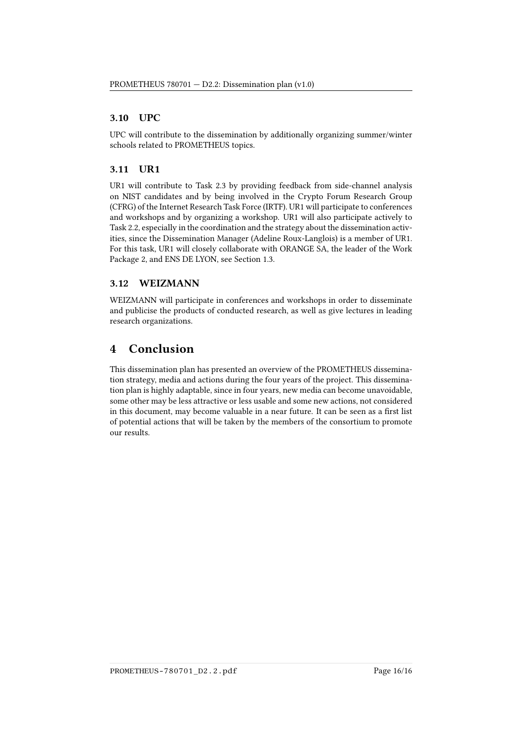### 3.10 UPC

UPC will contribute to the dissemination by additionally organizing summer/winter schools related to PROMETHEUS topics.

### 3.11 UR1

UR1 will contribute to Task 2.3 by providing feedback from side-channel analysis on NIST candidates and by being involved in the Crypto Forum Research Group (CFRG) of the Internet Research Task Force (IRTF). UR1 will participate to conferences and workshops and by organizing a workshop. UR1 will also participate actively to Task 2.2, especially in the coordination and the strategy about the dissemination activities, since the Dissemination Manager (Adeline Roux-Langlois) is a member of UR1. For this task, UR1 will closely collaborate with ORANGE SA, the leader of the Work Package 2, and ENS DE LYON, see Section 1.3.

### 3.12 WEIZMANN

WEIZMANN will participate in conferences and workshops in order to disseminate and publicise the products of conducted research, as well as give lectures in leading research organizations.

## 4 Conclusion

This dissemination plan has presented an overview of the PROMETHEUS dissemination strategy, media and actions during the four years of the project. This dissemination plan is highly adaptable, since in four years, new media can become unavoidable, some other may be less attractive or less usable and some new actions, not considered in this document, may become valuable in a near future. It can be seen as a first list of potential actions that will be taken by the members of the consortium to promote our results.